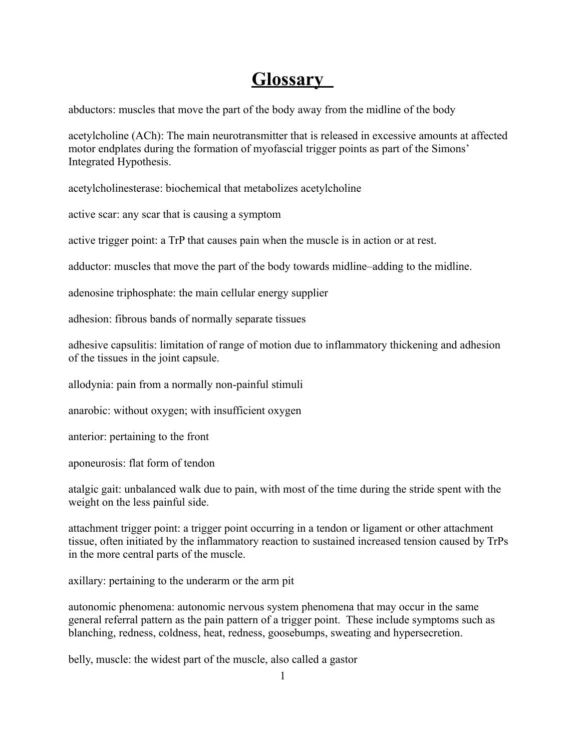# Glossary

abductors: muscles that move the part of the body away from the midline of the body

acetylcholine (ACh): The main neurotransmitter that is released in excessive amounts at affected motor endplates during the formation of myofascial trigger points as part of the Simons' Integrated Hypothesis.

acetylcholinesterase: biochemical that metabolizes acetylcholine

active scar: any scar that is causing a symptom

active trigger point: a TrP that causes pain when the muscle is in action or at rest.

adductor: muscles that move the part of the body towards midline–adding to the midline.

adenosine triphosphate: the main cellular energy supplier

adhesion: fibrous bands of normally separate tissues

adhesive capsulitis: limitation of range of motion due to inflammatory thickening and adhesion of the tissues in the joint capsule.

allodynia: pain from a normally non-painful stimuli

anarobic: without oxygen; with insufficient oxygen

anterior: pertaining to the front

aponeurosis: flat form of tendon

atalgic gait: unbalanced walk due to pain, with most of the time during the stride spent with the weight on the less painful side.

attachment trigger point: a trigger point occurring in a tendon or ligament or other attachment tissue, often initiated by the inflammatory reaction to sustained increased tension caused by TrPs in the more central parts of the muscle.

axillary: pertaining to the underarm or the arm pit

autonomic phenomena: autonomic nervous system phenomena that may occur in the same general referral pattern as the pain pattern of a trigger point. These include symptoms such as blanching, redness, coldness, heat, redness, goosebumps, sweating and hypersecretion.

belly, muscle: the widest part of the muscle, also called a gastor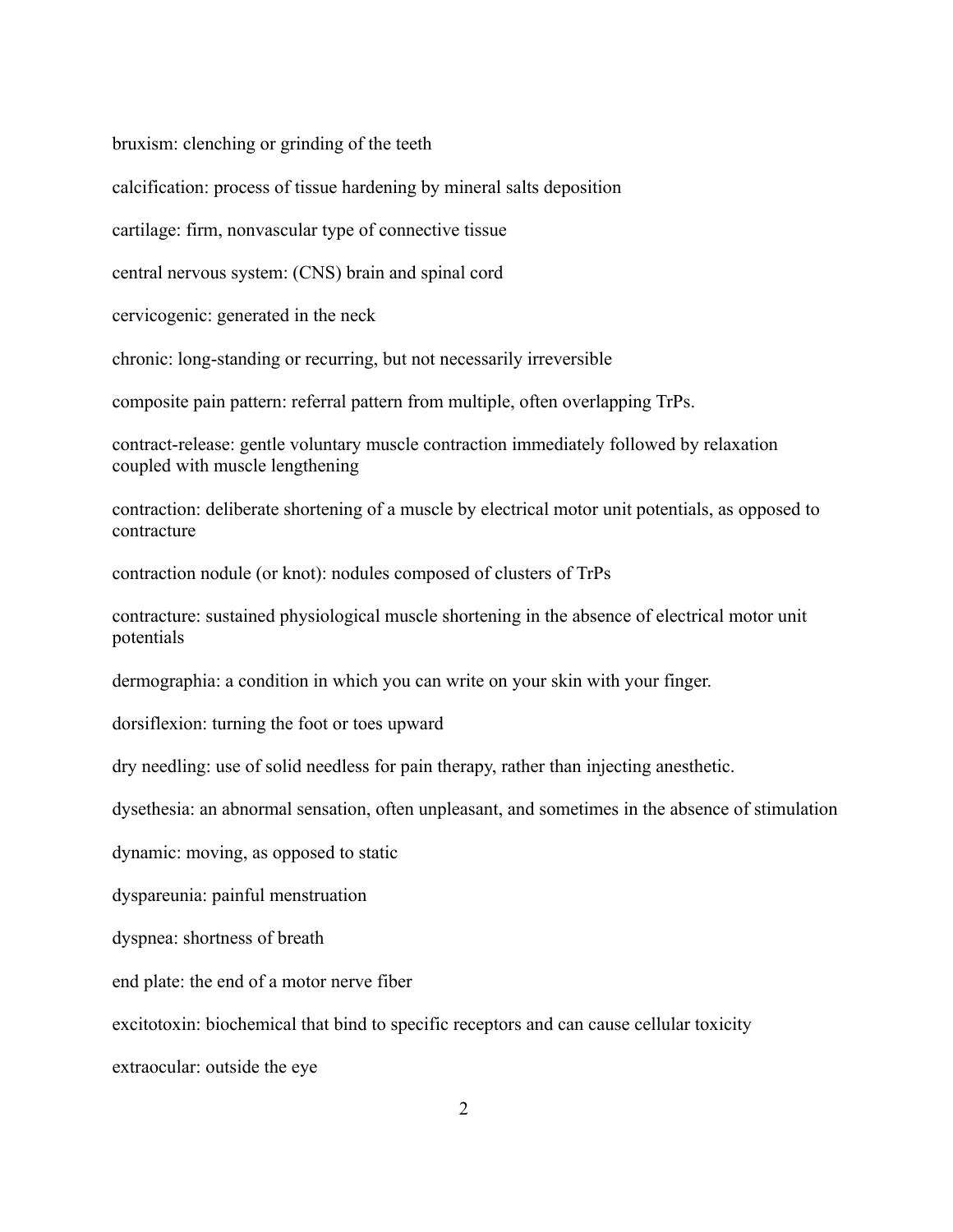bruxism: clenching or grinding of the teeth

calcification: process of tissue hardening by mineral salts deposition

cartilage: firm, nonvascular type of connective tissue

central nervous system: (CNS) brain and spinal cord

cervicogenic: generated in the neck

chronic: long-standing or recurring, but not necessarily irreversible

composite pain pattern: referral pattern from multiple, often overlapping TrPs.

contract-release: gentle voluntary muscle contraction immediately followed by relaxation coupled with muscle lengthening

contraction: deliberate shortening of a muscle by electrical motor unit potentials, as opposed to contracture

contraction nodule (or knot): nodules composed of clusters of TrPs

contracture: sustained physiological muscle shortening in the absence of electrical motor unit potentials

dermographia: a condition in which you can write on your skin with your finger.

dorsiflexion: turning the foot or toes upward

dry needling: use of solid needless for pain therapy, rather than injecting anesthetic.

dysethesia: an abnormal sensation, often unpleasant, and sometimes in the absence of stimulation

dynamic: moving, as opposed to static

dyspareunia: painful menstruation

dyspnea: shortness of breath

end plate: the end of a motor nerve fiber

excitotoxin: biochemical that bind to specific receptors and can cause cellular toxicity

extraocular: outside the eye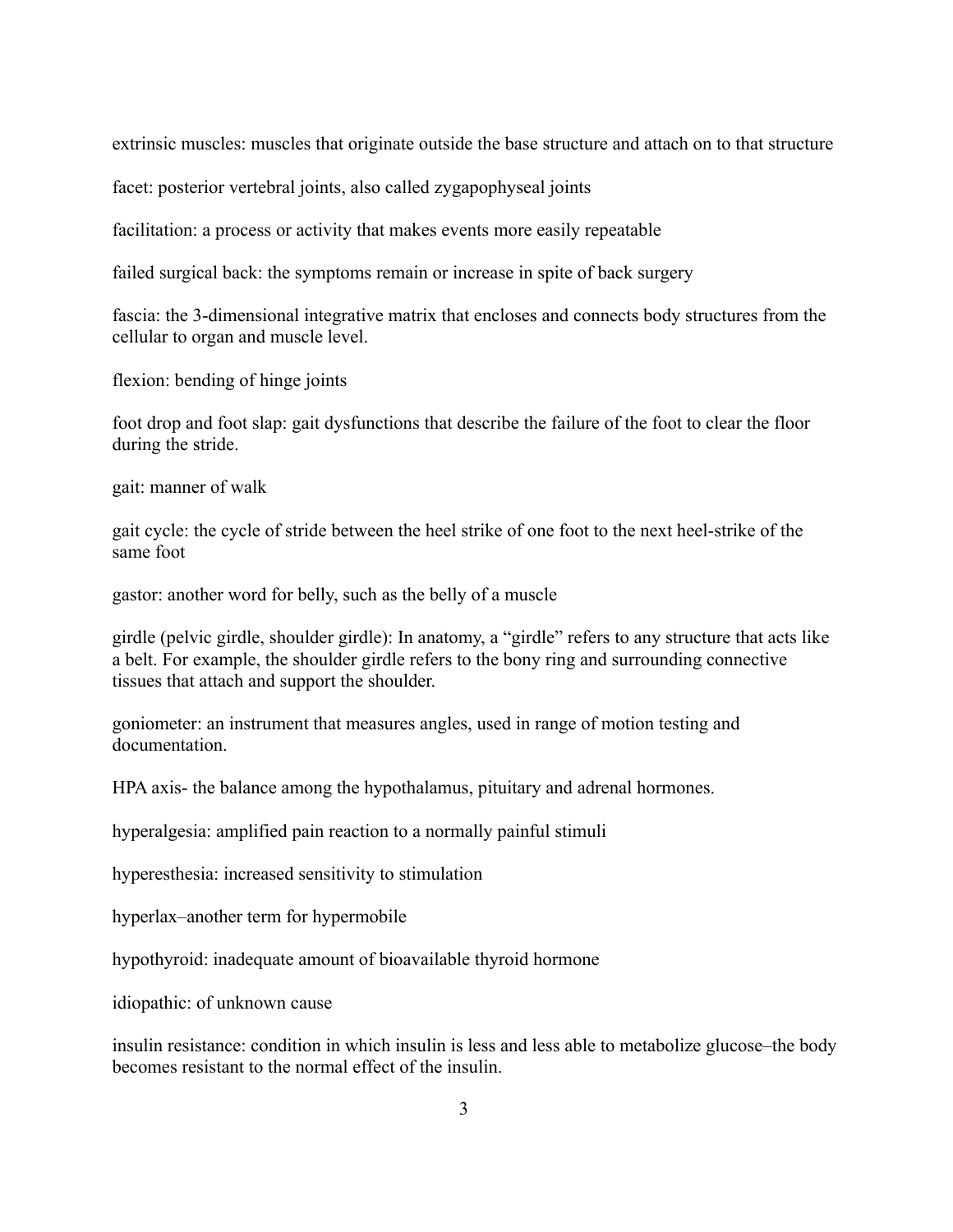extrinsic muscles: muscles that originate outside the base structure and attach on to that structure

facet: posterior vertebral joints, also called zygapophyseal joints

facilitation: a process or activity that makes events more easily repeatable

failed surgical back: the symptoms remain or increase in spite of back surgery

fascia: the 3-dimensional integrative matrix that encloses and connects body structures from the cellular to organ and muscle level.

flexion: bending of hinge joints

foot drop and foot slap: gait dysfunctions that describe the failure of the foot to clear the floor during the stride.

gait: manner of walk

gait cycle: the cycle of stride between the heel strike of one foot to the next heel-strike of the same foot

gastor: another word for belly, such as the belly of a muscle

girdle (pelvic girdle, shoulder girdle): In anatomy, a "girdle" refers to any structure that acts like a belt. For example, the shoulder girdle refers to the bony ring and surrounding connective tissues that attach and support the shoulder.

goniometer: an instrument that measures angles, used in range of motion testing and documentation.

HPA axis- the balance among the hypothalamus, pituitary and adrenal hormones.

hyperalgesia: amplified pain reaction to a normally painful stimuli

hyperesthesia: increased sensitivity to stimulation

hyperlax–another term for hypermobile

hypothyroid: inadequate amount of bioavailable thyroid hormone

idiopathic: of unknown cause

insulin resistance: condition in which insulin is less and less able to metabolize glucose–the body becomes resistant to the normal effect of the insulin.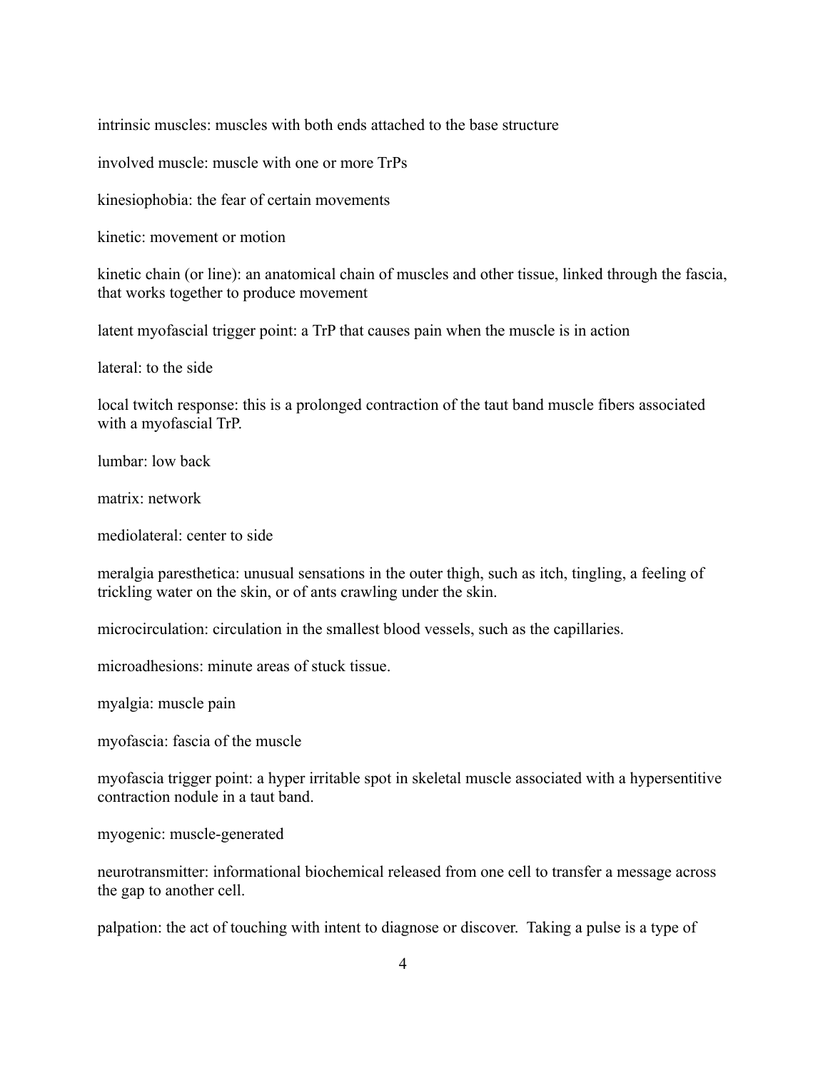intrinsic muscles: muscles with both ends attached to the base structure

involved muscle: muscle with one or more TrPs

kinesiophobia: the fear of certain movements

kinetic: movement or motion

kinetic chain (or line): an anatomical chain of muscles and other tissue, linked through the fascia, that works together to produce movement

latent myofascial trigger point: a TrP that causes pain when the muscle is in action

lateral: to the side

local twitch response: this is a prolonged contraction of the taut band muscle fibers associated with a myofascial TrP.

lumbar: low back

matrix: network

mediolateral: center to side

meralgia paresthetica: unusual sensations in the outer thigh, such as itch, tingling, a feeling of trickling water on the skin, or of ants crawling under the skin.

microcirculation: circulation in the smallest blood vessels, such as the capillaries.

microadhesions: minute areas of stuck tissue.

myalgia: muscle pain

myofascia: fascia of the muscle

myofascia trigger point: a hyper irritable spot in skeletal muscle associated with a hypersentitive contraction nodule in a taut band.

myogenic: muscle-generated

neurotransmitter: informational biochemical released from one cell to transfer a message across the gap to another cell.

palpation: the act of touching with intent to diagnose or discover. Taking a pulse is a type of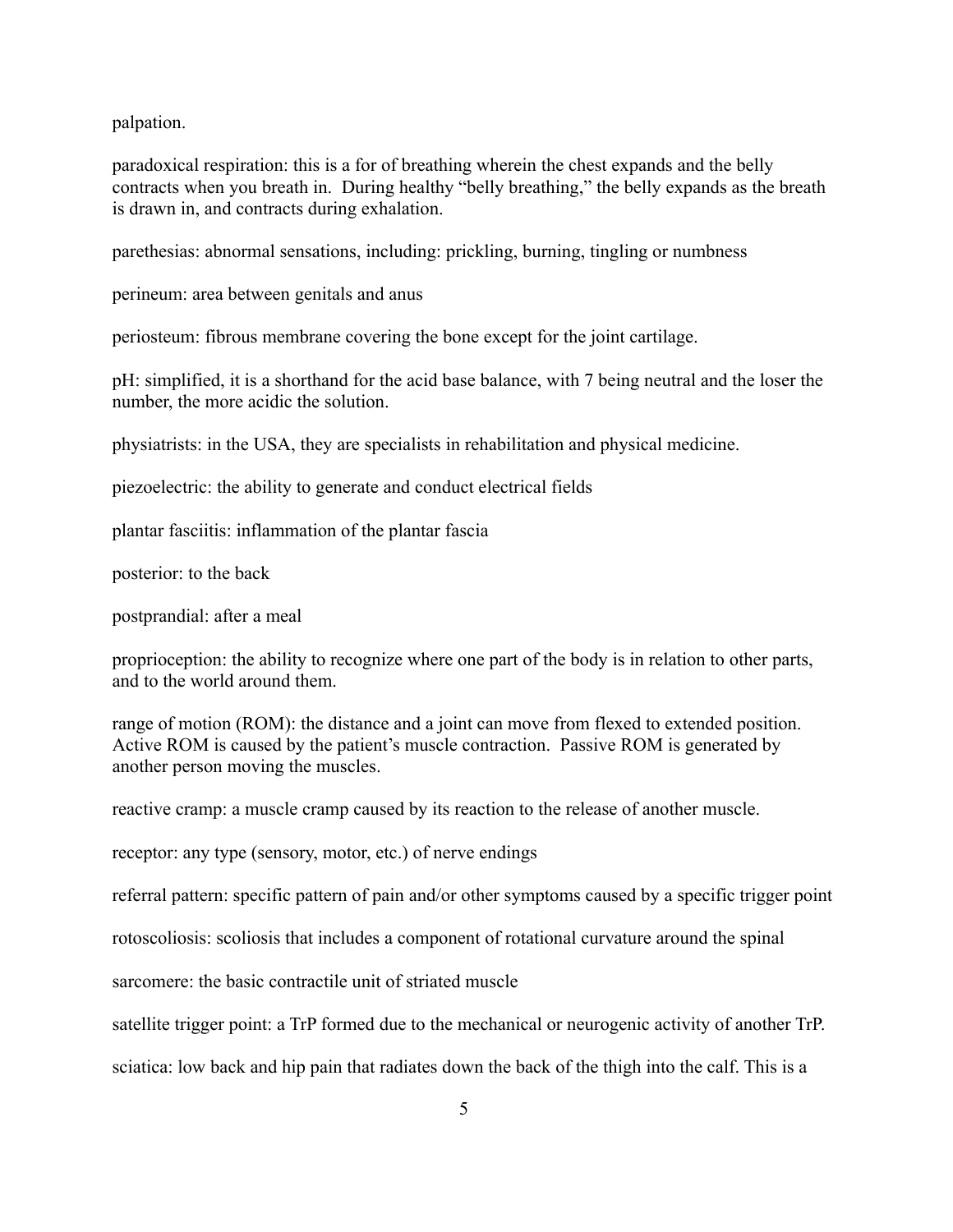palpation.

paradoxical respiration: this is a for of breathing wherein the chest expands and the belly contracts when you breath in. During healthy "belly breathing," the belly expands as the breath is drawn in, and contracts during exhalation.

parethesias: abnormal sensations, including: prickling, burning, tingling or numbness

perineum: area between genitals and anus

periosteum: fibrous membrane covering the bone except for the joint cartilage.

pH: simplified, it is a shorthand for the acid base balance, with 7 being neutral and the loser the number, the more acidic the solution.

physiatrists: in the USA, they are specialists in rehabilitation and physical medicine.

piezoelectric: the ability to generate and conduct electrical fields

plantar fasciitis: inflammation of the plantar fascia

posterior: to the back

postprandial: after a meal

proprioception: the ability to recognize where one part of the body is in relation to other parts, and to the world around them.

range of motion (ROM): the distance and a joint can move from flexed to extended position. Active ROM is caused by the patient's muscle contraction. Passive ROM is generated by another person moving the muscles.

reactive cramp: a muscle cramp caused by its reaction to the release of another muscle.

receptor: any type (sensory, motor, etc.) of nerve endings

referral pattern: specific pattern of pain and/or other symptoms caused by a specific trigger point

rotoscoliosis: scoliosis that includes a component of rotational curvature around the spinal

sarcomere: the basic contractile unit of striated muscle

satellite trigger point: a TrP formed due to the mechanical or neurogenic activity of another TrP.

sciatica: low back and hip pain that radiates down the back of the thigh into the calf. This is a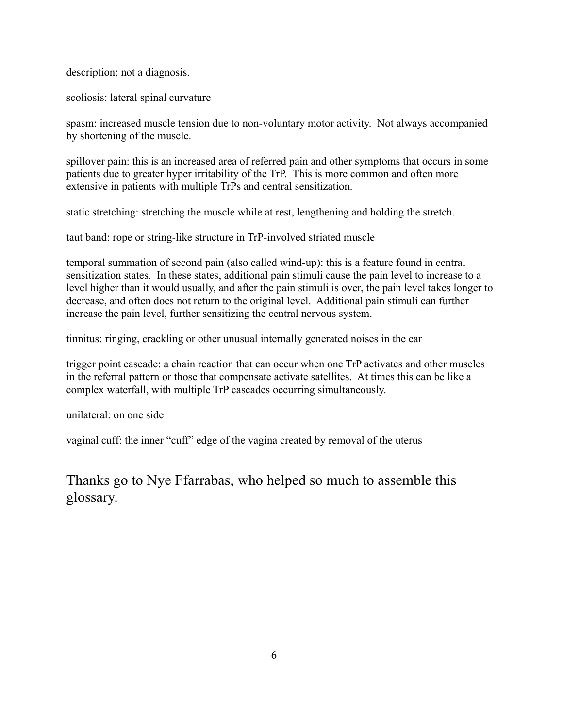description; not a diagnosis.

scoliosis: lateral spinal curvature

spasm: increased muscle tension due to non-voluntary motor activity. Not always accompanied by shortening of the muscle.

spillover pain: this is an increased area of referred pain and other symptoms that occurs in some patients due to greater hyper irritability of the TrP. This is more common and often more extensive in patients with multiple TrPs and central sensitization.

static stretching: stretching the muscle while at rest, lengthening and holding the stretch.

taut band: rope or string-like structure in TrP-involved striated muscle

temporal summation of second pain (also called wind-up): this is a feature found in central sensitization states. In these states, additional pain stimuli cause the pain level to increase to a level higher than it would usually, and after the pain stimuli is over, the pain level takes longer to decrease, and often does not return to the original level. Additional pain stimuli can further increase the pain level, further sensitizing the central nervous system.

tinnitus: ringing, crackling or other unusual internally generated noises in the ear

trigger point cascade: a chain reaction that can occur when one TrP activates and other muscles in the referral pattern or those that compensate activate satellites. At times this can be like a complex waterfall, with multiple TrP cascades occurring simultaneously.

unilateral: on one side

vaginal cuff: the inner "cuff" edge of the vagina created by removal of the uterus

Thanks go to Nye Ffarrabas, who helped so much to assemble this glossary.